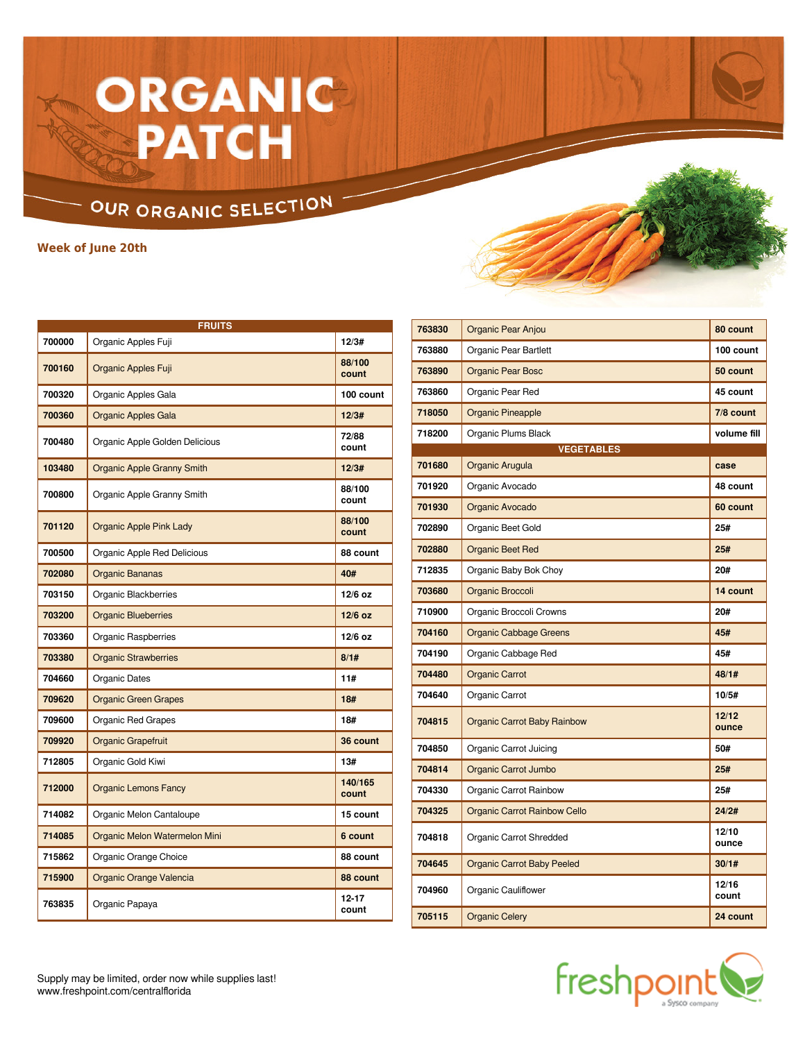# ORGANIC PATCH

## OUR ORGANIC SELECTION

**Week of June 20th**

| FRUITS | | |
|---|---|---|
| 700000 | Organic Apples Fuji | 12/3# |
| 700160 | Organic Apples Fuji | 88/100 count |
| 700320 | Organic Apples Gala | 100 count |
| 700360 | Organic Apples Gala | 12/3# |
| 700480 | Organic Apple Golden Delicious | 72/88 count |
| 103480 | Organic Apple Granny Smith | 12/3# |
| 700800 | Organic Apple Granny Smith | 88/100 count |
| 701120 | Organic Apple Pink Lady | 88/100 count |
| 700500 | Organic Apple Red Delicious | 88 count |
| 702080 | Organic Bananas | 40# |
| 703150 | Organic Blackberries | 12/6 oz |
| 703200 | Organic Blueberries | 12/6 oz |
| 703360 | Organic Raspberries | 12/6 oz |
| 703380 | Organic Strawberries | 8/1# |
| 704660 | Organic Dates | 11# |
| 709620 | Organic Green Grapes | 18# |
| 709600 | Organic Red Grapes | 18# |
| 709920 | Organic Grapefruit | 36 count |
| 712805 | Organic Gold Kiwi | 13# |
| 712000 | Organic Lemons Fancy | 140/165 count |
| 714082 | Organic Melon Cantaloupe | 15 count |
| 714085 | Organic Melon Watermelon Mini | 6 count |
| 715862 | Organic Orange Choice | 88 count |
| 715900 | Organic Orange Valencia | 88 count |
| 763835 | Organic Papaya | 12-17 count |
| 763830 | Organic Pear Anjou | 80 count |
| 763880 | Organic Pear Bartlett | 100 count |
| 763890 | Organic Pear Bosc | 50 count |
| 763860 | Organic Pear Red | 45 count |
| 718050 | Organic Pineapple | 7/8 count |
| 718200 | Organic Plums Black | volume fill |

| VEGETABLES | | |
|---|---|---|
| 701680 | Organic Arugula | case |
| 701920 | Organic Avocado | 48 count |
| 701930 | Organic Avocado | 60 count |
| 702890 | Organic Beet Gold | 25# |
| 702880 | Organic Beet Red | 25# |
| 712835 | Organic Baby Bok Choy | 20# |
| 703680 | Organic Broccoli | 14 count |
| 710900 | Organic Broccoli Crowns | 20# |
| 704160 | Organic Cabbage Greens | 45# |
| 704190 | Organic Cabbage Red | 45# |
| 704480 | Organic Carrot | 48/1# |
| 704640 | Organic Carrot | 10/5# |
| 704815 | Organic Carrot Baby Rainbow | 12/12 ounce |
| 704850 | Organic Carrot Juicing | 50# |
| 704814 | Organic Carrot Jumbo | 25# |
| 704330 | Organic Carrot Rainbow | 25# |
| 704325 | Organic Carrot Rainbow Cello | 24/2# |
| 704818 | Organic Carrot Shredded | 12/10 ounce |
| 704645 | Organic Carrot Baby Peeled | 30/1# |
| 704960 | Organic Cauliflower | 12/16 count |
| 705115 | Organic Celery | 24 count |

Supply may be limited, order now while supplies last!
www.freshpoint.com/centralflorida

freshpoint a Sysco company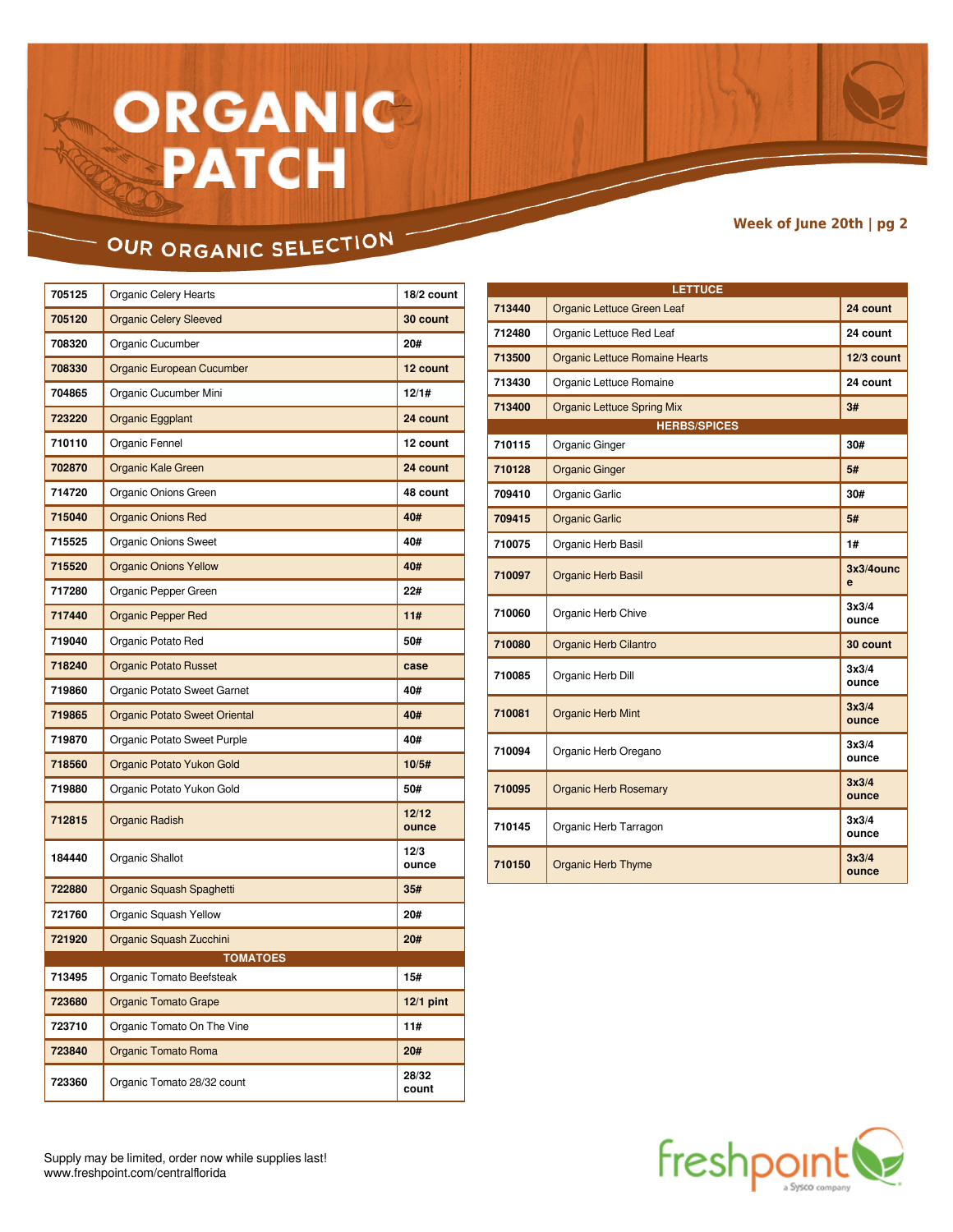# ORGANIC PATCH

## OUR ORGANIC SELECTION

**Week of June 20th | pg 2**

| | | |
|---|---|---|
| 705125 | Organic Celery Hearts | 18/2 count |
| 705120 | Organic Celery Sleeved | 30 count |
| 708320 | Organic Cucumber | 20# |
| 708330 | Organic European Cucumber | 12 count |
| 704865 | Organic Cucumber Mini | 12/1# |
| 723220 | Organic Eggplant | 24 count |
| 710110 | Organic Fennel | 12 count |
| 702870 | Organic Kale Green | 24 count |
| 714720 | Organic Onions Green | 48 count |
| 715040 | Organic Onions Red | 40# |
| 715525 | Organic Onions Sweet | 40# |
| 715520 | Organic Onions Yellow | 40# |
| 717280 | Organic Pepper Green | 22# |
| 717440 | Organic Pepper Red | 11# |
| 719040 | Organic Potato Red | 50# |
| 718240 | Organic Potato Russet | case |
| 719860 | Organic Potato Sweet Garnet | 40# |
| 719865 | Organic Potato Sweet Oriental | 40# |
| 719870 | Organic Potato Sweet Purple | 40# |
| 718560 | Organic Potato Yukon Gold | 10/5# |
| 719880 | Organic Potato Yukon Gold | 50# |
| 712815 | Organic Radish | 12/12 ounce |
| 184440 | Organic Shallot | 12/3 ounce |
| 722880 | Organic Squash Spaghetti | 35# |
| 721760 | Organic Squash Yellow | 20# |
| 721920 | Organic Squash Zucchini | 20# |
| | **TOMATOES** | |
| 713495 | Organic Tomato Beefsteak | 15# |
| 723680 | Organic Tomato Grape | 12/1 pint |
| 723710 | Organic Tomato On The Vine | 11# |
| 723840 | Organic Tomato Roma | 20# |
| 723360 | Organic Tomato 28/32 count | 28/32 count |

| | | |
|---|---|---|
| | **LETTUCE** | |
| 713440 | Organic Lettuce Green Leaf | 24 count |
| 712480 | Organic Lettuce Red Leaf | 24 count |
| 713500 | Organic Lettuce Romaine Hearts | 12/3 count |
| 713430 | Organic Lettuce Romaine | 24 count |
| 713400 | Organic Lettuce Spring Mix | 3# |
| | **HERBS/SPICES** | |
| 710115 | Organic Ginger | 30# |
| 710128 | Organic Ginger | 5# |
| 709410 | Organic Garlic | 30# |
| 709415 | Organic Garlic | 5# |
| 710075 | Organic Herb Basil | 1# |
| 710097 | Organic Herb Basil | 3x3/4ounce |
| 710060 | Organic Herb Chive | 3x3/4 ounce |
| 710080 | Organic Herb Cilantro | 30 count |
| 710085 | Organic Herb Dill | 3x3/4 ounce |
| 710081 | Organic Herb Mint | 3x3/4 ounce |
| 710094 | Organic Herb Oregano | 3x3/4 ounce |
| 710095 | Organic Herb Rosemary | 3x3/4 ounce |
| 710145 | Organic Herb Tarragon | 3x3/4 ounce |
| 710150 | Organic Herb Thyme | 3x3/4 ounce |

Supply may be limited, order now while supplies last!
www.freshpoint.com/centralflorida

freshpoint a Sysco company